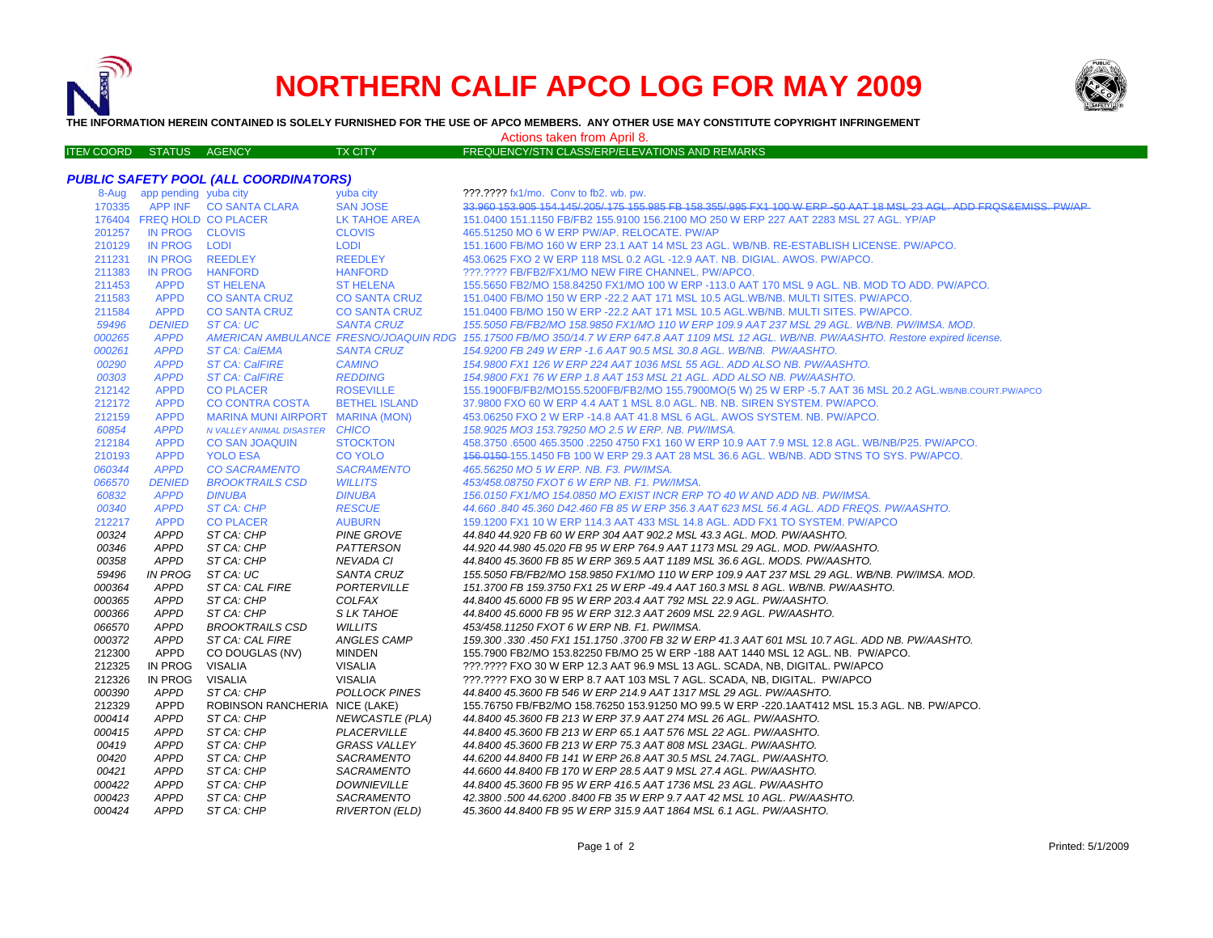# NORTHERN CALIF APCO LOG FOR MAY 2009

**THE INFORMATION HEREIN CONTAINED IS SOLELY FURNISHED FOR THE USE OF APCO MEMBERS. ANY OTHER USE MAY CONSTITUTE COPYRIGHT INFRINGEMENT**

Actions taken from April 8.

### *PUBLIC SAFETY POOL (ALL COORDINATORS)*

| ITEM COORD | STATUS | AGENCY | TX CITY | FREQUENCY/STN CLASS/ERP/ELEVATIONS AND REMARKS |
|---|---|---|---|---|
| 8-Aug | app pending | yuba city | yuba city | ???.???? fx1/mo. Conv to fb2. wb. pw. |
| 170335 | APP INF | CO SANTA CLARA | SAN JOSE | ~~33.960 153.905 154.145/.205/.175 155.985 FB 158.355/.995 FX1 100 W ERP -50 AAT 18 MSL 23 AGL. ADD FRQS&EMISS. PW/AP~~ |
| 176404 | FREQ HOLD | CO PLACER | LK TAHOE AREA | 151.0400 151.1150 FB/FB2 155.9100 156.2100 MO 250 W ERP 227 AAT 2283 MSL 27 AGL. YP/AP |
| 201257 | IN PROG | CLOVIS | CLOVIS | 465.51250 MO 6 W ERP PW/AP. RELOCATE. PW/AP |
| 210129 | IN PROG | LODI | LODI | 151.1600 FB/MO 160 W ERP 23.1 AAT 14 MSL 23 AGL. WB/NB. RE-ESTABLISH LICENSE. PW/APCO. |
| 211231 | IN PROG | REEDLEY | REEDLEY | 453.0625 FXO 2 W ERP 118 MSL 0.2 AGL -12.9 AAT. NB. DIGIAL. AWOS. PW/APCO. |
| 211383 | IN PROG | HANFORD | HANFORD | ???.???? FB/FB2/FX1/MO NEW FIRE CHANNEL. PW/APCO. |
| 211453 | APPD | ST HELENA | ST HELENA | 155.5650 FB2/MO 158.84250 FX1/MO 100 W ERP -113.0 AAT 170 MSL 9 AGL. NB. MOD TO ADD. PW/APCO. |
| 211583 | APPD | CO SANTA CRUZ | CO SANTA CRUZ | 151.0400 FB/MO 150 W ERP -22.2 AAT 171 MSL 10.5 AGL.WB/NB. MULTI SITES. PW/APCO. |
| 211584 | APPD | CO SANTA CRUZ | CO SANTA CRUZ | 151.0400 FB/MO 150 W ERP -22.2 AAT 171 MSL 10.5 AGL.WB/NB. MULTI SITES. PW/APCO. |
| *59496* | *DENIED* | *ST CA: UC* | *SANTA CRUZ* | *155.5050 FB/FB2/MO 158.9850 FX1/MO 110 W ERP 109.9 AAT 237 MSL 29 AGL. WB/NB. PW/IMSA. MOD.* |
| *000265* | *APPD* | *AMERICAN AMBULANCE* | *FRESNO/JOAQUIN RDG* | *155.17500 FB/MO 350/14.7 W ERP 647.8 AAT 1109 MSL 12 AGL. WB/NB. PW/AASHTO. Restore expired license.* |
| *000261* | *APPD* | *ST CA: CalEMA* | *SANTA CRUZ* | *154.9200 FB 249 W ERP -1.6 AAT 90.5 MSL 30.8 AGL. WB/NB. PW/AASHTO.* |
| *00290* | *APPD* | *ST CA: CalFIRE* | *CAMINO* | *154.9800 FX1 126 W ERP 224 AAT 1036 MSL 55 AGL. ADD ALSO NB. PW/AASHTO.* |
| *00303* | *APPD* | *ST CA: CalFIRE* | *REDDING* | *154.9800 FX1 76 W ERP 1.8 AAT 153 MSL 21 AGL. ADD ALSO NB. PW/AASHTO.* |
| 212142 | APPD | CO PLACER | ROSEVILLE | 155.1900FB/FB2/MO155.5200FB/FB2/MO 155.7900MO(5 W) 25 W ERP -5.7 AAT 36 MSL 20.2 AGL.WB/NB.COURT.PW/APCO |
| 212172 | APPD | CO CONTRA COSTA | BETHEL ISLAND | 37.9800 FXO 60 W ERP 4.4 AAT 1 MSL 8.0 AGL. NB. NB. SIREN SYSTEM. PW/APCO. |
| 212159 | APPD | MARINA MUNI AIRPORT | MARINA (MON) | 453.06250 FXO 2 W ERP -14.8 AAT 41.8 MSL 6 AGL. AWOS SYSTEM. NB. PW/APCO. |
| *60854* | *APPD* | *N VALLEY ANIMAL DISASTER* | *CHICO* | *158.9025 MO3 153.79250 MO 2.5 W ERP. NB. PW/IMSA.* |
| 212184 | APPD | CO SAN JOAQUIN | STOCKTON | 458.3750 .6500 465.3500 .2250 4750 FX1 160 W ERP 10.9 AAT 7.9 MSL 12.8 AGL. WB/NB/P25. PW/APCO. |
| 210193 | APPD | YOLO ESA | CO YOLO | ~~156.0150~~ 155.1450 FB 100 W ERP 29.3 AAT 28 MSL 36.6 AGL. WB/NB. ADD STNS TO SYS. PW/APCO. |
| *060344* | *APPD* | *CO SACRAMENTO* | *SACRAMENTO* | *465.56250 MO 5 W ERP. NB. F3. PW/IMSA.* |
| *066570* | *DENIED* | *BROOKTRAILS CSD* | *WILLITS* | *453/458.08750 FXOT 6 W ERP NB. F1. PW/IMSA.* |
| *60832* | *APPD* | *DINUBA* | *DINUBA* | *156.0150 FX1/MO 154.0850 MO EXIST INCR ERP TO 40 W AND ADD NB. PW/IMSA.* |
| *00340* | *APPD* | *ST CA: CHP* | *RESCUE* | *44.660 .840 45.360 D42.460 FB 85 W ERP 356.3 AAT 623 MSL 56.4 AGL. ADD FREQS. PW/AASHTO.* |
| 212217 | APPD | CO PLACER | AUBURN | 159.1200 FX1 10 W ERP 114.3 AAT 433 MSL 14.8 AGL. ADD FX1 TO SYSTEM. PW/APCO |
| *00324* | *APPD* | *ST CA: CHP* | *PINE GROVE* | *44.840 44.920 FB 60 W ERP 304 AAT 902.2 MSL 43.3 AGL. MOD. PW/AASHTO.* |
| *00346* | *APPD* | *ST CA: CHP* | *PATTERSON* | *44.920 44.980 45.020 FB 95 W ERP 764.9 AAT 1173 MSL 29 AGL. MOD. PW/AASHTO.* |
| *00358* | *APPD* | *ST CA: CHP* | *NEVADA CI* | *44.8400 45.3600 FB 85 W ERP 369.5 AAT 1189 MSL 36.6 AGL. MODS. PW/AASHTO.* |
| *59496* | *IN PROG* | *ST CA: UC* | *SANTA CRUZ* | *155.5050 FB/FB2/MO 158.9850 FX1/MO 110 W ERP 109.9 AAT 237 MSL 29 AGL. WB/NB. PW/IMSA. MOD.* |
| *000364* | *APPD* | *ST CA: CAL FIRE* | *PORTERVILLE* | *151.3700 FB 159.3750 FX1 25 W ERP -49.4 AAT 160.3 MSL 8 AGL. WB/NB. PW/AASHTO.* |
| *000365* | *APPD* | *ST CA: CHP* | *COLFAX* | *44.8400 45.6000 FB 95 W ERP 203.4 AAT 792 MSL 22.9 AGL. PW/AASHTO.* |
| *000366* | *APPD* | *ST CA: CHP* | *S LK TAHOE* | *44.8400 45.6000 FB 95 W ERP 312.3 AAT 2609 MSL 22.9 AGL. PW/AASHTO.* |
| *066570* | *APPD* | *BROOKTRAILS CSD* | *WILLITS* | *453/458.11250 FXOT 6 W ERP NB. F1. PW/IMSA.* |
| *000372* | *APPD* | *ST CA: CAL FIRE* | *ANGLES CAMP* | *159.300 .330 .450 FX1 151.1750 .3700 FB 32 W ERP 41.3 AAT 601 MSL 10.7 AGL. ADD NB. PW/AASHTO.* |
| 212300 | APPD | CO DOUGLAS (NV) | MINDEN | 155.7900 FB2/MO 153.82250 FB/MO 25 W ERP -188 AAT 1440 MSL 12 AGL. NB. PW/APCO. |
| 212325 | IN PROG | VISALIA | VISALIA | ???.???? FXO 30 W ERP 12.3 AAT 96.9 MSL 13 AGL. SCADA, NB, DIGITAL. PW/APCO |
| 212326 | IN PROG | VISALIA | VISALIA | ???.???? FXO 30 W ERP 8.7 AAT 103 MSL 7 AGL. SCADA, NB, DIGITAL. PW/APCO |
| *000390* | *APPD* | *ST CA: CHP* | *POLLOCK PINES* | *44.8400 45.3600 FB 546 W ERP 214.9 AAT 1317 MSL 29 AGL. PW/AASHTO.* |
| 212329 | APPD | ROBINSON RANCHERIA | NICE (LAKE) | 155.76750 FB/FB2/MO 158.76250 153.91250 MO 99.5 W ERP -220.1AAT412 MSL 15.3 AGL. NB. PW/APCO. |
| *000414* | *APPD* | *ST CA: CHP* | *NEWCASTLE (PLA)* | *44.8400 45.3600 FB 213 W ERP 37.9 AAT 274 MSL 26 AGL. PW/AASHTO.* |
| *000415* | *APPD* | *ST CA: CHP* | *PLACERVILLE* | *44.8400 45.3600 FB 213 W ERP 65.1 AAT 576 MSL 22 AGL. PW/AASHTO.* |
| *00419* | *APPD* | *ST CA: CHP* | *GRASS VALLEY* | *44.8400 45.3600 FB 213 W ERP 75.3 AAT 808 MSL 23AGL. PW/AASHTO.* |
| *00420* | *APPD* | *ST CA: CHP* | *SACRAMENTO* | *44.6200 44.8400 FB 141 W ERP 26.8 AAT 30.5 MSL 24.7AGL. PW/AASHTO.* |
| *00421* | *APPD* | *ST CA: CHP* | *SACRAMENTO* | *44.6600 44.8400 FB 170 W ERP 28.5 AAT 9 MSL 27.4 AGL. PW/AASHTO.* |
| *000422* | *APPD* | *ST CA: CHP* | *DOWNIEVILLE* | *44.8400 45.3600 FB 95 W ERP 416.5 AAT 1736 MSL 23 AGL. PW/AASHTO* |
| *000423* | *APPD* | *ST CA: CHP* | *SACRAMENTO* | *42.3800 .500 44.6200 .8400 FB 35 W ERP 9.7 AAT 42 MSL 10 AGL. PW/AASHTO.* |
| *000424* | *APPD* | *ST CA: CHP* | *RIVERTON (ELD)* | *45.3600 44.8400 FB 95 W ERP 315.9 AAT 1864 MSL 6.1 AGL. PW/AASHTO.* |

Printed: 5/1/2009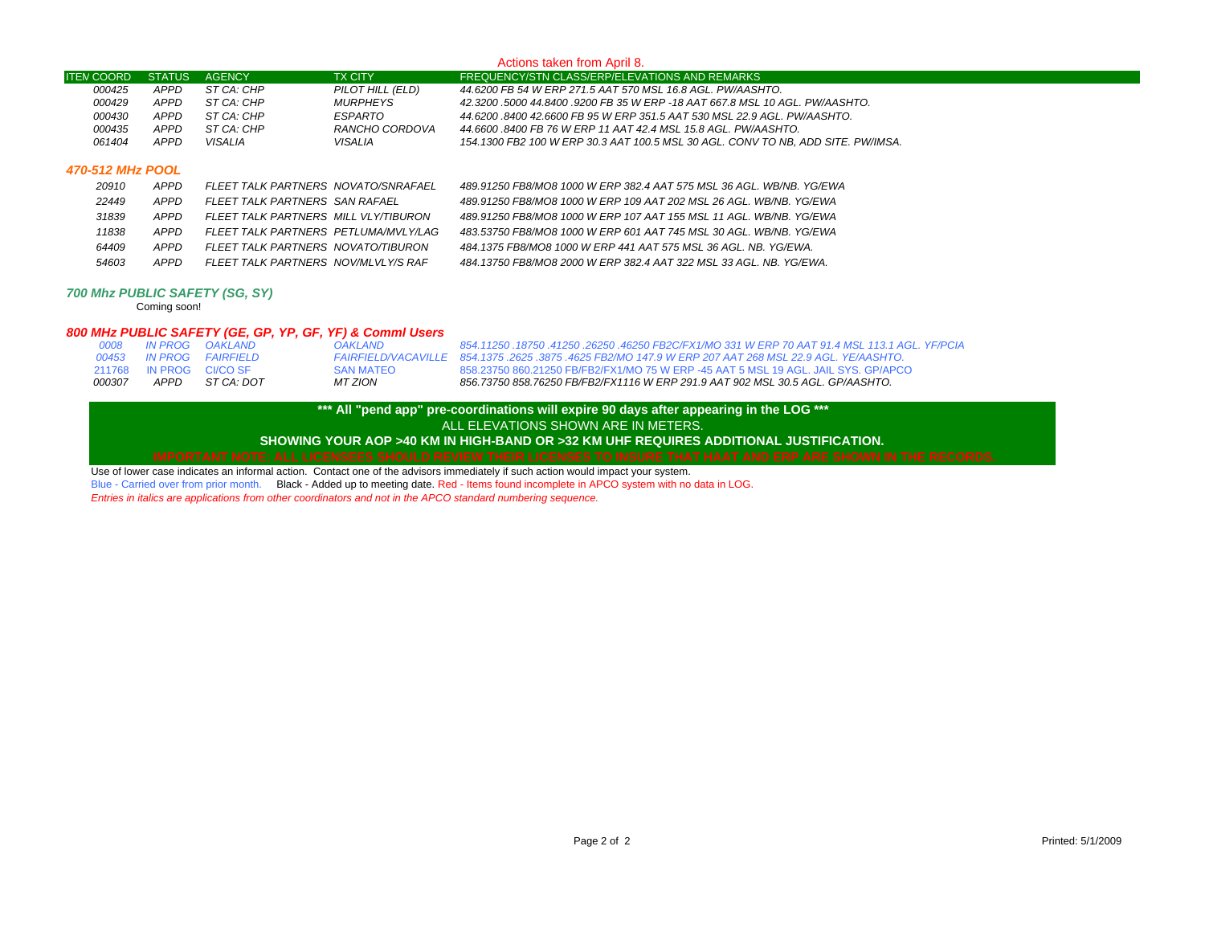Actions taken from April 8.

| ITEM COORD | STATUS | AGENCY | TX CITY | FREQUENCY/STN CLASS/ERP/ELEVATIONS AND REMARKS |
|---|---|---|---|---|
| *000425* | *APPD* | *ST CA: CHP* | *PILOT HILL (ELD)* | *44.6200 FB 54 W ERP 271.5 AAT 570 MSL 16.8 AGL. PW/AASHTO.* |
| *000429* | *APPD* | *ST CA: CHP* | *MURPHEYS* | *42.3200 .5000 44.8400 .9200 FB 35 W ERP -18 AAT 667.8 MSL 10 AGL. PW/AASHTO.* |
| *000430* | *APPD* | *ST CA: CHP* | *ESPARTO* | *44.6200 .8400 42.6600 FB 95 W ERP 351.5 AAT 530 MSL 22.9 AGL. PW/AASHTO.* |
| *000435* | *APPD* | *ST CA: CHP* | *RANCHO CORDOVA* | *44.6600 .8400 FB 76 W ERP 11 AAT 42.4 MSL 15.8 AGL. PW/AASHTO.* |
| *061404* | *APPD* | *VISALIA* | *VISALIA* | *154.1300 FB2 100 W ERP 30.3 AAT 100.5 MSL 30 AGL. CONV TO NB, ADD SITE. PW/IMSA.* |

## *470-512 MHz POOL*

| | | | | |
|---|---|---|---|---|
| *20910* | *APPD* | *FLEET TALK PARTNERS* | *NOVATO/SNRAFAEL* | *489.91250 FB8/MO8 1000 W ERP 382.4 AAT 575 MSL 36 AGL. WB/NB. YG/EWA* |
| *22449* | *APPD* | *FLEET TALK PARTNERS* | *SAN RAFAEL* | *489.91250 FB8/MO8 1000 W ERP 109 AAT 202 MSL 26 AGL. WB/NB. YG/EWA* |
| *31839* | *APPD* | *FLEET TALK PARTNERS* | *MILL VLY/TIBURON* | *489.91250 FB8/MO8 1000 W ERP 107 AAT 155 MSL 11 AGL. WB/NB. YG/EWA* |
| *11838* | *APPD* | *FLEET TALK PARTNERS* | *PETLUMA/MVLY/LAG* | *483.53750 FB8/MO8 1000 W ERP 601 AAT 745 MSL 30 AGL. WB/NB. YG/EWA* |
| *64409* | *APPD* | *FLEET TALK PARTNERS* | *NOVATO/TIBURON* | *484.1375 FB8/MO8 1000 W ERP 441 AAT 575 MSL 36 AGL. NB. YG/EWA.* |
| *54603* | *APPD* | *FLEET TALK PARTNERS* | *NOV/MLVLY/S RAF* | *484.13750 FB8/MO8 2000 W ERP 382.4 AAT 322 MSL 33 AGL. NB. YG/EWA.* |

## *700 Mhz PUBLIC SAFETY (SG, SY)*

Coming soon!

## *800 MHz PUBLIC SAFETY (GE, GP, YP, GF, YF) & Comml Users*

| | | | | |
|---|---|---|---|---|
| *0008* | *IN PROG* | *OAKLAND* | *OAKLAND* | *854.11250 .18750 .41250 .26250 .46250 FB2C/FX1/MO 331 W ERP 70 AAT 91.4 MSL 113.1 AGL. YF/PCIA* |
| *00453* | *IN PROG* | *FAIRFIELD* | *FAIRFIELD/VACAVILLE* | *854.1375 .2625 .3875 .4625 FB2/MO 147.9 W ERP 207 AAT 268 MSL 22.9 AGL. YE/AASHTO.* |
| 211768 | IN PROG | CI/CO SF | SAN MATEO | 858.23750 860.21250 FB/FB2/FX1/MO 75 W ERP -45 AAT 5 MSL 19 AGL. JAIL SYS. GP/APCO |
| *000307* | *APPD* | *ST CA: DOT* | *MT ZION* | *856.73750 858.76250 FB/FB2/FX1116 W ERP 291.9 AAT 902 MSL 30.5 AGL. GP/AASHTO.* |

**\*\*\* All "pend app" pre-coordinations will expire 90 days after appearing in the LOG \*\*\***

ALL ELEVATIONS SHOWN ARE IN METERS.

**SHOWING YOUR AOP >40 KM IN HIGH-BAND OR >32 KM UHF REQUIRES ADDITIONAL JUSTIFICATION.**

**IMPORTANT NOTE: ALL LICENSEES SHOULD REVIEW THEIR LICENSES TO INSURE THAT HAAT AND ERP ARE SHOWN IN THE RECORDS.**

Use of lower case indicates an informal action. Contact one of the advisors immediately if such action would impact your system.

Blue - Carried over from prior month. Black - Added up to meeting date. Red - Items found incomplete in APCO system with no data in LOG.

*Entries in italics are applications from other coordinators and not in the APCO standard numbering sequence.*

Printed: 5/1/2009